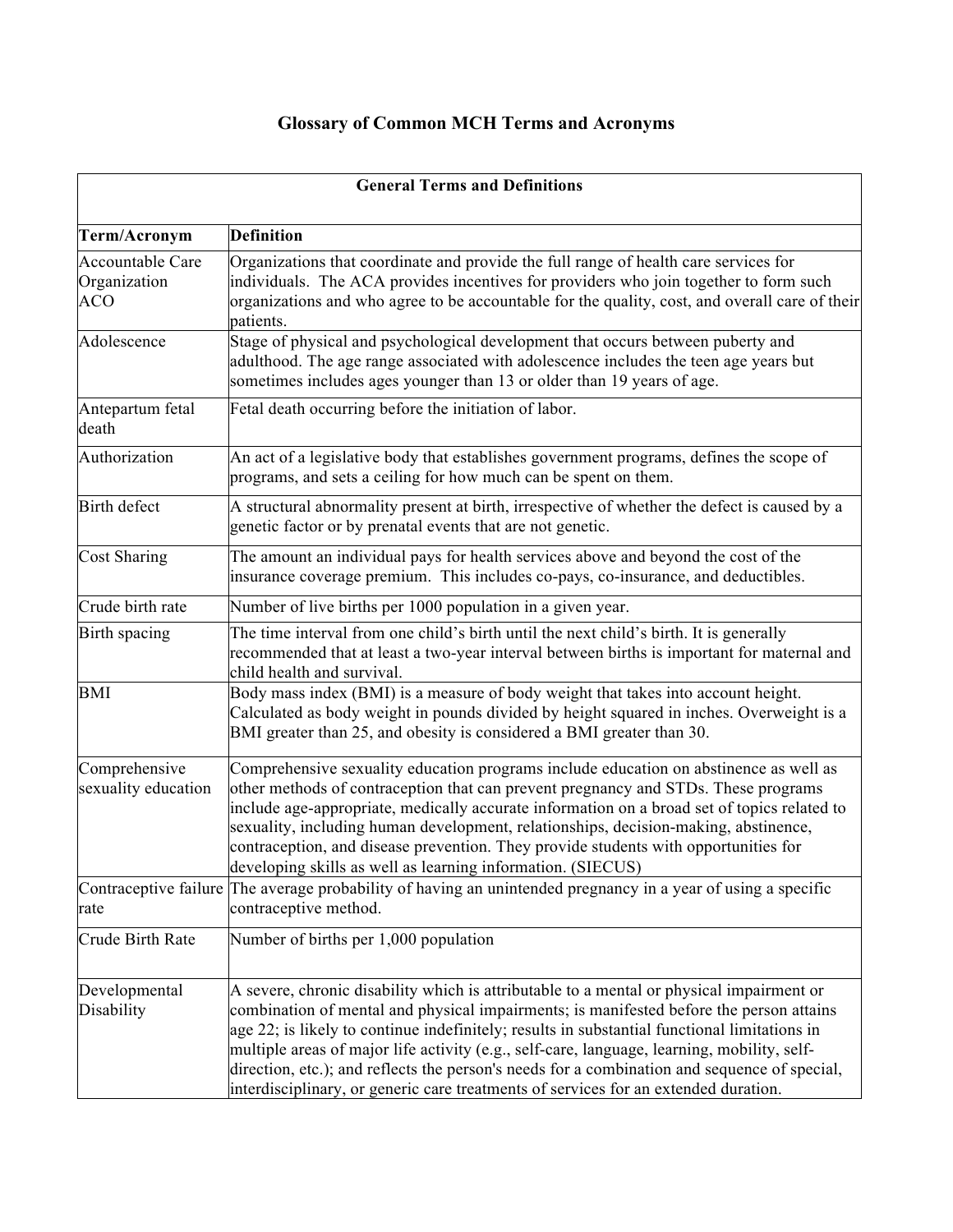# Glossary of Common MCH Terms and Acronyms

| General Terms and Definitions | |
|---|---|
| **Term/Acronym** | **Definition** |
| Accountable Care Organization ACO | Organizations that coordinate and provide the full range of health care services for individuals. The ACA provides incentives for providers who join together to form such organizations and who agree to be accountable for the quality, cost, and overall care of their patients. |
| Adolescence | Stage of physical and psychological development that occurs between puberty and adulthood. The age range associated with adolescence includes the teen age years but sometimes includes ages younger than 13 or older than 19 years of age. |
| Antepartum fetal death | Fetal death occurring before the initiation of labor. |
| Authorization | An act of a legislative body that establishes government programs, defines the scope of programs, and sets a ceiling for how much can be spent on them. |
| Birth defect | A structural abnormality present at birth, irrespective of whether the defect is caused by a genetic factor or by prenatal events that are not genetic. |
| Cost Sharing | The amount an individual pays for health services above and beyond the cost of the insurance coverage premium. This includes co-pays, co-insurance, and deductibles. |
| Crude birth rate | Number of live births per 1000 population in a given year. |
| Birth spacing | The time interval from one child's birth until the next child's birth. It is generally recommended that at least a two-year interval between births is important for maternal and child health and survival. |
| BMI | Body mass index (BMI) is a measure of body weight that takes into account height. Calculated as body weight in pounds divided by height squared in inches. Overweight is a BMI greater than 25, and obesity is considered a BMI greater than 30. |
| Comprehensive sexuality education | Comprehensive sexuality education programs include education on abstinence as well as other methods of contraception that can prevent pregnancy and STDs. These programs include age-appropriate, medically accurate information on a broad set of topics related to sexuality, including human development, relationships, decision-making, abstinence, contraception, and disease prevention. They provide students with opportunities for developing skills as well as learning information. (SIECUS) |
| Contraceptive failure rate | The average probability of having an unintended pregnancy in a year of using a specific contraceptive method. |
| Crude Birth Rate | Number of births per 1,000 population |
| Developmental Disability | A severe, chronic disability which is attributable to a mental or physical impairment or combination of mental and physical impairments; is manifested before the person attains age 22; is likely to continue indefinitely; results in substantial functional limitations in multiple areas of major life activity (e.g., self-care, language, learning, mobility, self-direction, etc.); and reflects the person's needs for a combination and sequence of special, interdisciplinary, or generic care treatments of services for an extended duration. |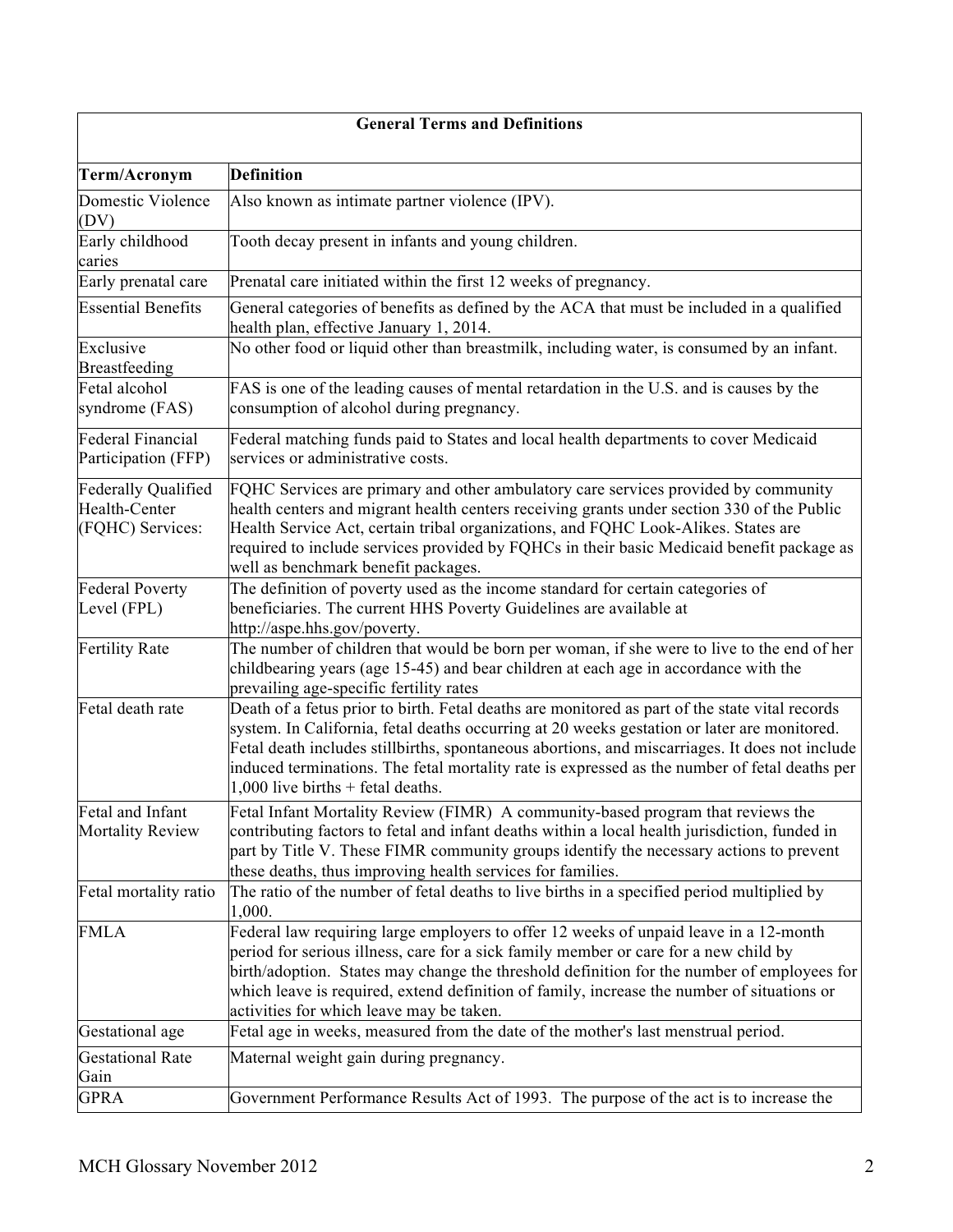| General Terms and Definitions | |
|---|---|
| **Term/Acronym** | **Definition** |
| Domestic Violence (DV) | Also known as intimate partner violence (IPV). |
| Early childhood caries | Tooth decay present in infants and young children. |
| Early prenatal care | Prenatal care initiated within the first 12 weeks of pregnancy. |
| Essential Benefits | General categories of benefits as defined by the ACA that must be included in a qualified health plan, effective January 1, 2014. |
| Exclusive Breastfeeding | No other food or liquid other than breastmilk, including water, is consumed by an infant. |
| Fetal alcohol syndrome (FAS) | FAS is one of the leading causes of mental retardation in the U.S. and is causes by the consumption of alcohol during pregnancy. |
| Federal Financial Participation (FFP) | Federal matching funds paid to States and local health departments to cover Medicaid services or administrative costs. |
| Federally Qualified Health-Center (FQHC) Services: | FQHC Services are primary and other ambulatory care services provided by community health centers and migrant health centers receiving grants under section 330 of the Public Health Service Act, certain tribal organizations, and FQHC Look-Alikes. States are required to include services provided by FQHCs in their basic Medicaid benefit package as well as benchmark benefit packages. |
| Federal Poverty Level (FPL) | The definition of poverty used as the income standard for certain categories of beneficiaries. The current HHS Poverty Guidelines are available at http://aspe.hhs.gov/poverty. |
| Fertility Rate | The number of children that would be born per woman, if she were to live to the end of her childbearing years (age 15-45) and bear children at each age in accordance with the prevailing age-specific fertility rates |
| Fetal death rate | Death of a fetus prior to birth. Fetal deaths are monitored as part of the state vital records system. In California, fetal deaths occurring at 20 weeks gestation or later are monitored. Fetal death includes stillbirths, spontaneous abortions, and miscarriages. It does not include induced terminations. The fetal mortality rate is expressed as the number of fetal deaths per 1,000 live births + fetal deaths. |
| Fetal and Infant Mortality Review | Fetal Infant Mortality Review (FIMR) A community-based program that reviews the contributing factors to fetal and infant deaths within a local health jurisdiction, funded in part by Title V. These FIMR community groups identify the necessary actions to prevent these deaths, thus improving health services for families. |
| Fetal mortality ratio | The ratio of the number of fetal deaths to live births in a specified period multiplied by 1,000. |
| FMLA | Federal law requiring large employers to offer 12 weeks of unpaid leave in a 12-month period for serious illness, care for a sick family member or care for a new child by birth/adoption. States may change the threshold definition for the number of employees for which leave is required, extend definition of family, increase the number of situations or activities for which leave may be taken. |
| Gestational age | Fetal age in weeks, measured from the date of the mother's last menstrual period. |
| Gestational Rate Gain | Maternal weight gain during pregnancy. |
| GPRA | Government Performance Results Act of 1993. The purpose of the act is to increase the |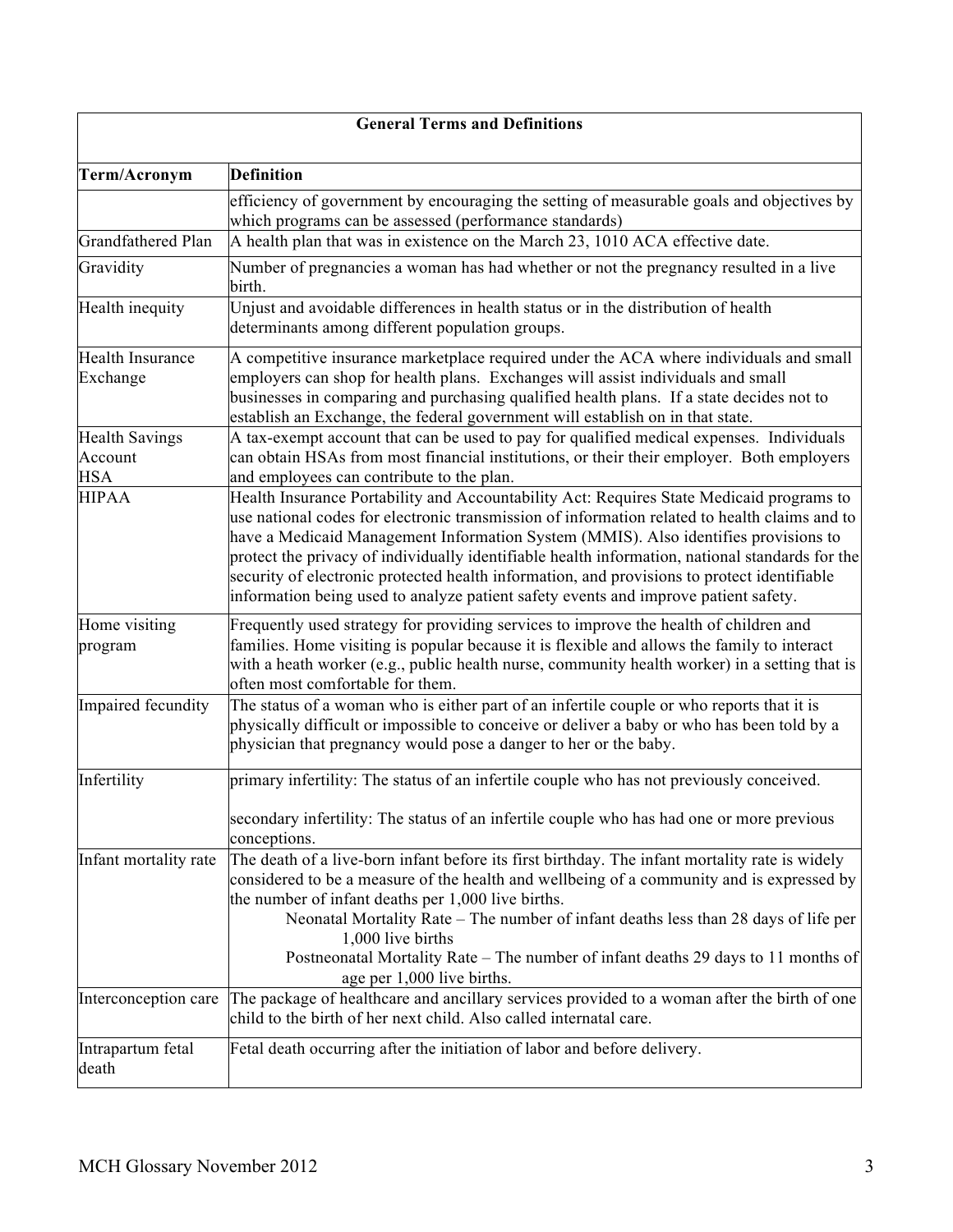| General Terms and Definitions | |
|---|---|
| **Term/Acronym** | **Definition** |
| | efficiency of government by encouraging the setting of measurable goals and objectives by which programs can be assessed (performance standards) |
| Grandfathered Plan | A health plan that was in existence on the March 23, 1010 ACA effective date. |
| Gravidity | Number of pregnancies a woman has had whether or not the pregnancy resulted in a live birth. |
| Health inequity | Unjust and avoidable differences in health status or in the distribution of health determinants among different population groups. |
| Health Insurance Exchange | A competitive insurance marketplace required under the ACA where individuals and small employers can shop for health plans. Exchanges will assist individuals and small businesses in comparing and purchasing qualified health plans. If a state decides not to establish an Exchange, the federal government will establish on in that state. |
| Health Savings Account HSA | A tax-exempt account that can be used to pay for qualified medical expenses. Individuals can obtain HSAs from most financial institutions, or their their employer. Both employers and employees can contribute to the plan. |
| HIPAA | Health Insurance Portability and Accountability Act: Requires State Medicaid programs to use national codes for electronic transmission of information related to health claims and to have a Medicaid Management Information System (MMIS). Also identifies provisions to protect the privacy of individually identifiable health information, national standards for the security of electronic protected health information, and provisions to protect identifiable information being used to analyze patient safety events and improve patient safety. |
| Home visiting program | Frequently used strategy for providing services to improve the health of children and families. Home visiting is popular because it is flexible and allows the family to interact with a heath worker (e.g., public health nurse, community health worker) in a setting that is often most comfortable for them. |
| Impaired fecundity | The status of a woman who is either part of an infertile couple or who reports that it is physically difficult or impossible to conceive or deliver a baby or who has been told by a physician that pregnancy would pose a danger to her or the baby. |
| Infertility | primary infertility: The status of an infertile couple who has not previously conceived.<br><br>secondary infertility: The status of an infertile couple who has had one or more previous conceptions. |
| Infant mortality rate | The death of a live-born infant before its first birthday. The infant mortality rate is widely considered to be a measure of the health and wellbeing of a community and is expressed by the number of infant deaths per 1,000 live births.<br>Neonatal Mortality Rate – The number of infant deaths less than 28 days of life per 1,000 live births<br>Postneonatal Mortality Rate – The number of infant deaths 29 days to 11 months of age per 1,000 live births. |
| Interconception care | The package of healthcare and ancillary services provided to a woman after the birth of one child to the birth of her next child. Also called internatal care. |
| Intrapartum fetal death | Fetal death occurring after the initiation of labor and before delivery. |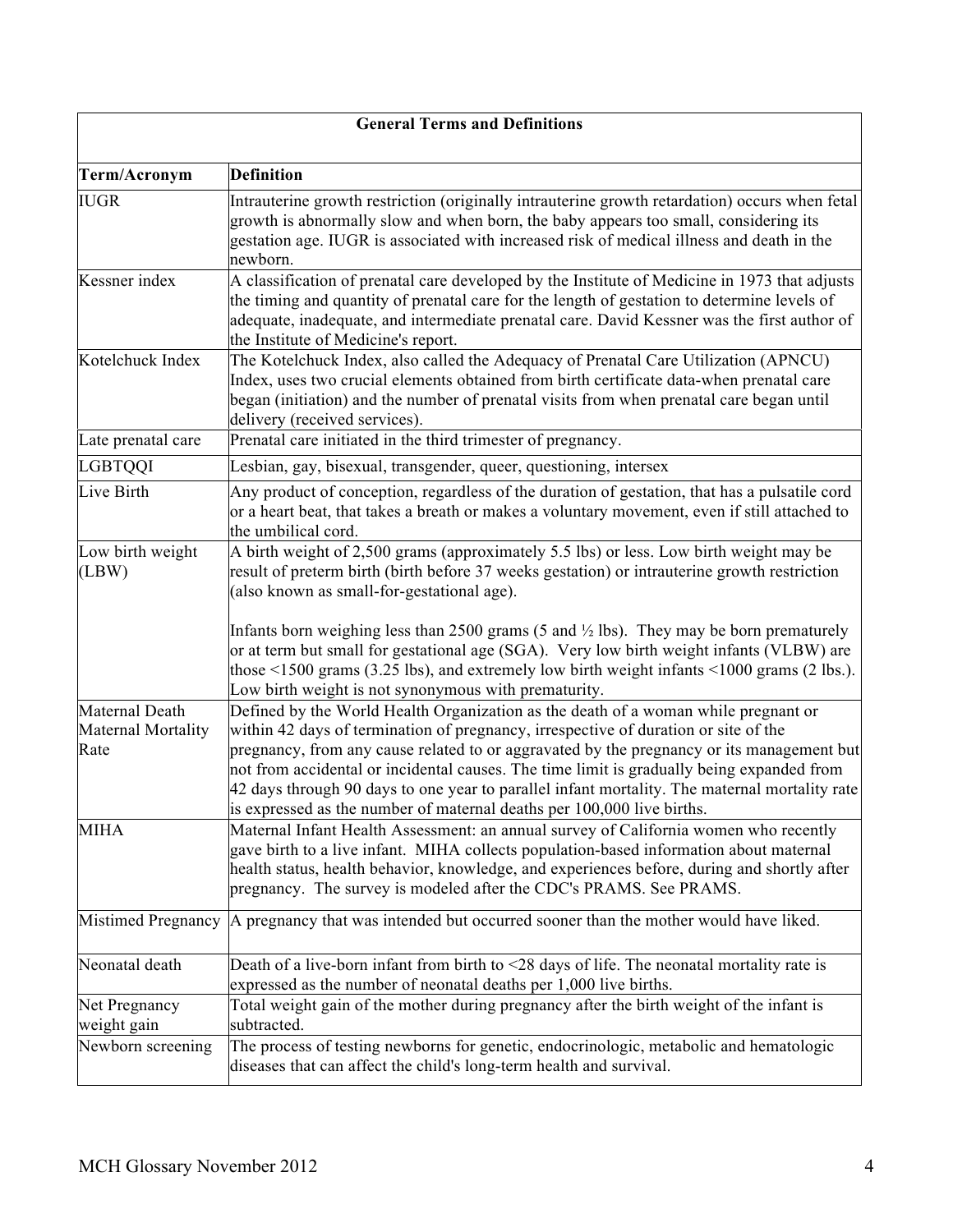| General Terms and Definitions | |
|---|---|
| **Term/Acronym** | **Definition** |
| IUGR | Intrauterine growth restriction (originally intrauterine growth retardation) occurs when fetal growth is abnormally slow and when born, the baby appears too small, considering its gestation age. IUGR is associated with increased risk of medical illness and death in the newborn. |
| Kessner index | A classification of prenatal care developed by the Institute of Medicine in 1973 that adjusts the timing and quantity of prenatal care for the length of gestation to determine levels of adequate, inadequate, and intermediate prenatal care. David Kessner was the first author of the Institute of Medicine's report. |
| Kotelchuck Index | The Kotelchuck Index, also called the Adequacy of Prenatal Care Utilization (APNCU) Index, uses two crucial elements obtained from birth certificate data-when prenatal care began (initiation) and the number of prenatal visits from when prenatal care began until delivery (received services). |
| Late prenatal care | Prenatal care initiated in the third trimester of pregnancy. |
| LGBTQQI | Lesbian, gay, bisexual, transgender, queer, questioning, intersex |
| Live Birth | Any product of conception, regardless of the duration of gestation, that has a pulsatile cord or a heart beat, that takes a breath or makes a voluntary movement, even if still attached to the umbilical cord. |
| Low birth weight (LBW) | A birth weight of 2,500 grams (approximately 5.5 lbs) or less. Low birth weight may be result of preterm birth (birth before 37 weeks gestation) or intrauterine growth restriction (also known as small-for-gestational age).<br><br>Infants born weighing less than 2500 grams (5 and ½ lbs). They may be born prematurely or at term but small for gestational age (SGA). Very low birth weight infants (VLBW) are those <1500 grams (3.25 lbs), and extremely low birth weight infants <1000 grams (2 lbs.). Low birth weight is not synonymous with prematurity. |
| Maternal Death<br>Maternal Mortality Rate | Defined by the World Health Organization as the death of a woman while pregnant or within 42 days of termination of pregnancy, irrespective of duration or site of the pregnancy, from any cause related to or aggravated by the pregnancy or its management but not from accidental or incidental causes. The time limit is gradually being expanded from 42 days through 90 days to one year to parallel infant mortality. The maternal mortality rate is expressed as the number of maternal deaths per 100,000 live births. |
| MIHA | Maternal Infant Health Assessment: an annual survey of California women who recently gave birth to a live infant. MIHA collects population-based information about maternal health status, health behavior, knowledge, and experiences before, during and shortly after pregnancy. The survey is modeled after the CDC's PRAMS. See PRAMS. |
| Mistimed Pregnancy | A pregnancy that was intended but occurred sooner than the mother would have liked. |
| Neonatal death | Death of a live-born infant from birth to <28 days of life. The neonatal mortality rate is expressed as the number of neonatal deaths per 1,000 live births. |
| Net Pregnancy weight gain | Total weight gain of the mother during pregnancy after the birth weight of the infant is subtracted. |
| Newborn screening | The process of testing newborns for genetic, endocrinologic, metabolic and hematologic diseases that can affect the child's long-term health and survival. |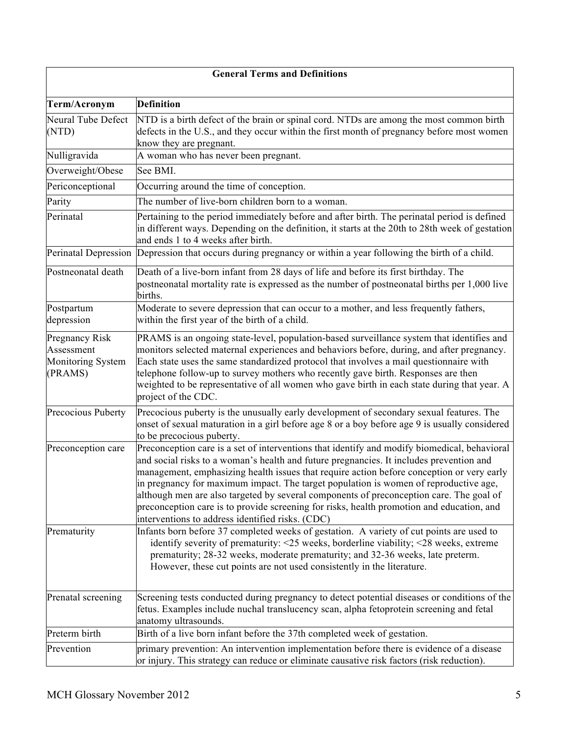| General Terms and Definitions | |
|---|---|
| **Term/Acronym** | **Definition** |
| Neural Tube Defect (NTD) | NTD is a birth defect of the brain or spinal cord. NTDs are among the most common birth defects in the U.S., and they occur within the first month of pregnancy before most women know they are pregnant. |
| Nulligravida | A woman who has never been pregnant. |
| Overweight/Obese | See BMI. |
| Periconceptional | Occurring around the time of conception. |
| Parity | The number of live-born children born to a woman. |
| Perinatal | Pertaining to the period immediately before and after birth. The perinatal period is defined in different ways. Depending on the definition, it starts at the 20th to 28th week of gestation and ends 1 to 4 weeks after birth. |
| Perinatal Depression | Depression that occurs during pregnancy or within a year following the birth of a child. |
| Postneonatal death | Death of a live-born infant from 28 days of life and before its first birthday. The postneonatal mortality rate is expressed as the number of postneonatal births per 1,000 live births. |
| Postpartum depression | Moderate to severe depression that can occur to a mother, and less frequently fathers, within the first year of the birth of a child. |
| Pregnancy Risk Assessment Monitoring System (PRAMS) | PRAMS is an ongoing state-level, population-based surveillance system that identifies and monitors selected maternal experiences and behaviors before, during, and after pregnancy. Each state uses the same standardized protocol that involves a mail questionnaire with telephone follow-up to survey mothers who recently gave birth. Responses are then weighted to be representative of all women who gave birth in each state during that year. A project of the CDC. |
| Precocious Puberty | Precocious puberty is the unusually early development of secondary sexual features. The onset of sexual maturation in a girl before age 8 or a boy before age 9 is usually considered to be precocious puberty. |
| Preconception care | Preconception care is a set of interventions that identify and modify biomedical, behavioral and social risks to a woman's health and future pregnancies. It includes prevention and management, emphasizing health issues that require action before conception or very early in pregnancy for maximum impact. The target population is women of reproductive age, although men are also targeted by several components of preconception care. The goal of preconception care is to provide screening for risks, health promotion and education, and interventions to address identified risks. (CDC) |
| Prematurity | Infants born before 37 completed weeks of gestation. A variety of cut points are used to identify severity of prematurity: <25 weeks, borderline viability; <28 weeks, extreme prematurity; 28-32 weeks, moderate prematurity; and 32-36 weeks, late preterm. However, these cut points are not used consistently in the literature. |
| Prenatal screening | Screening tests conducted during pregnancy to detect potential diseases or conditions of the fetus. Examples include nuchal translucency scan, alpha fetoprotein screening and fetal anatomy ultrasounds. |
| Preterm birth | Birth of a live born infant before the 37th completed week of gestation. |
| Prevention | primary prevention: An intervention implementation before there is evidence of a disease or injury. This strategy can reduce or eliminate causative risk factors (risk reduction). |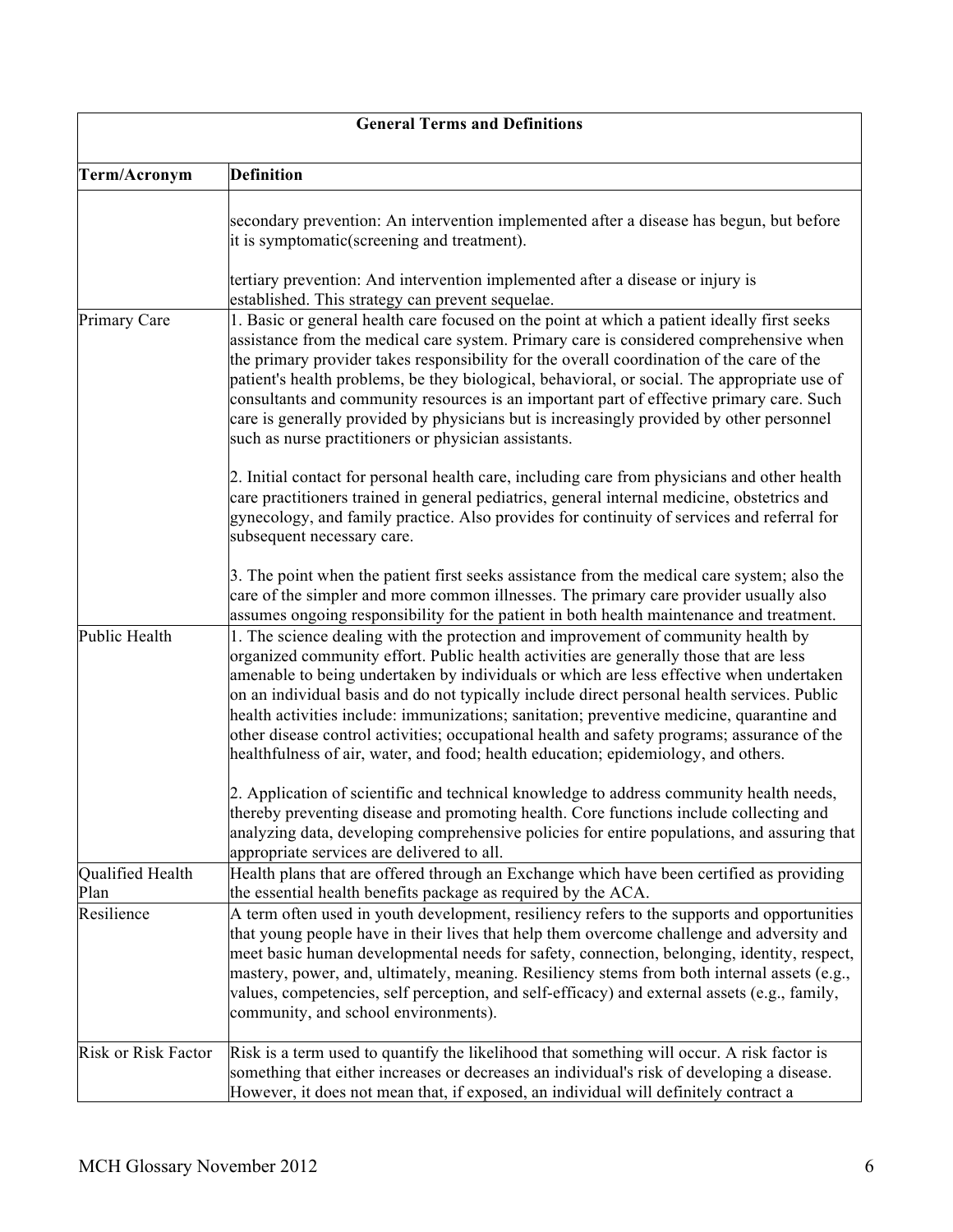| General Terms and Definitions | |
|---|---|
| **Term/Acronym** | **Definition** |
| | secondary prevention: An intervention implemented after a disease has begun, but before it is symptomatic(screening and treatment).<br><br>tertiary prevention: And intervention implemented after a disease or injury is established. This strategy can prevent sequelae. |
| Primary Care | 1. Basic or general health care focused on the point at which a patient ideally first seeks assistance from the medical care system. Primary care is considered comprehensive when the primary provider takes responsibility for the overall coordination of the care of the patient's health problems, be they biological, behavioral, or social. The appropriate use of consultants and community resources is an important part of effective primary care. Such care is generally provided by physicians but is increasingly provided by other personnel such as nurse practitioners or physician assistants.<br><br>2. Initial contact for personal health care, including care from physicians and other health care practitioners trained in general pediatrics, general internal medicine, obstetrics and gynecology, and family practice. Also provides for continuity of services and referral for subsequent necessary care.<br><br>3. The point when the patient first seeks assistance from the medical care system; also the care of the simpler and more common illnesses. The primary care provider usually also assumes ongoing responsibility for the patient in both health maintenance and treatment. |
| Public Health | 1. The science dealing with the protection and improvement of community health by organized community effort. Public health activities are generally those that are less amenable to being undertaken by individuals or which are less effective when undertaken on an individual basis and do not typically include direct personal health services. Public health activities include: immunizations; sanitation; preventive medicine, quarantine and other disease control activities; occupational health and safety programs; assurance of the healthfulness of air, water, and food; health education; epidemiology, and others.<br><br>2. Application of scientific and technical knowledge to address community health needs, thereby preventing disease and promoting health. Core functions include collecting and analyzing data, developing comprehensive policies for entire populations, and assuring that appropriate services are delivered to all. |
| Qualified Health Plan | Health plans that are offered through an Exchange which have been certified as providing the essential health benefits package as required by the ACA. |
| Resilience | A term often used in youth development, resiliency refers to the supports and opportunities that young people have in their lives that help them overcome challenge and adversity and meet basic human developmental needs for safety, connection, belonging, identity, respect, mastery, power, and, ultimately, meaning. Resiliency stems from both internal assets (e.g., values, competencies, self perception, and self-efficacy) and external assets (e.g., family, community, and school environments). |
| Risk or Risk Factor | Risk is a term used to quantify the likelihood that something will occur. A risk factor is something that either increases or decreases an individual's risk of developing a disease. However, it does not mean that, if exposed, an individual will definitely contract a |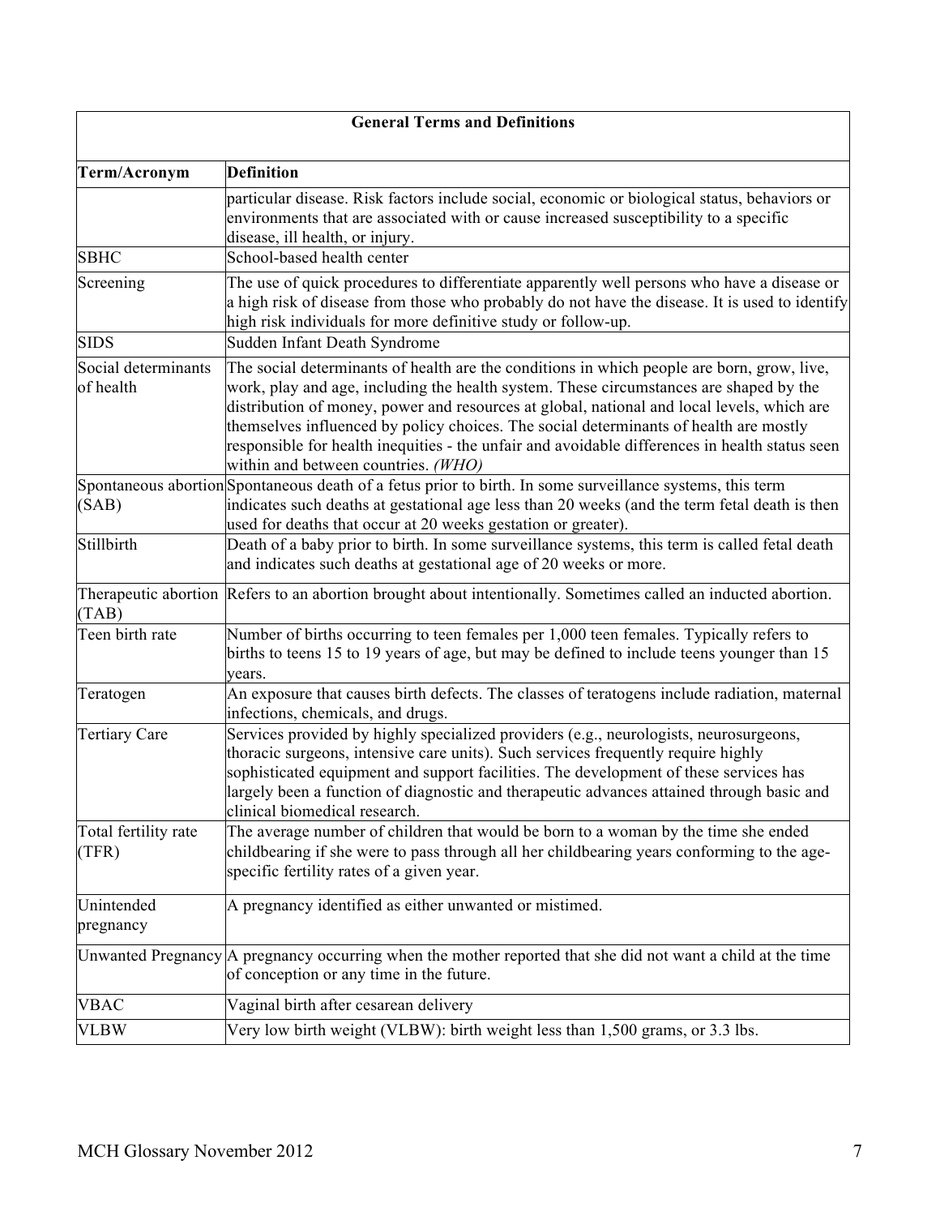| General Terms and Definitions | |
|---|---|
| **Term/Acronym** | **Definition** |
| | particular disease. Risk factors include social, economic or biological status, behaviors or environments that are associated with or cause increased susceptibility to a specific disease, ill health, or injury. |
| SBHC | School-based health center |
| Screening | The use of quick procedures to differentiate apparently well persons who have a disease or a high risk of disease from those who probably do not have the disease. It is used to identify high risk individuals for more definitive study or follow-up. |
| SIDS | Sudden Infant Death Syndrome |
| Social determinants of health | The social determinants of health are the conditions in which people are born, grow, live, work, play and age, including the health system. These circumstances are shaped by the distribution of money, power and resources at global, national and local levels, which are themselves influenced by policy choices. The social determinants of health are mostly responsible for health inequities - the unfair and avoidable differences in health status seen within and between countries. *(WHO)* |
| Spontaneous abortion (SAB) | Spontaneous death of a fetus prior to birth. In some surveillance systems, this term indicates such deaths at gestational age less than 20 weeks (and the term fetal death is then used for deaths that occur at 20 weeks gestation or greater). |
| Stillbirth | Death of a baby prior to birth. In some surveillance systems, this term is called fetal death and indicates such deaths at gestational age of 20 weeks or more. |
| Therapeutic abortion (TAB) | Refers to an abortion brought about intentionally. Sometimes called an inducted abortion. |
| Teen birth rate | Number of births occurring to teen females per 1,000 teen females. Typically refers to births to teens 15 to 19 years of age, but may be defined to include teens younger than 15 years. |
| Teratogen | An exposure that causes birth defects. The classes of teratogens include radiation, maternal infections, chemicals, and drugs. |
| Tertiary Care | Services provided by highly specialized providers (e.g., neurologists, neurosurgeons, thoracic surgeons, intensive care units). Such services frequently require highly sophisticated equipment and support facilities. The development of these services has largely been a function of diagnostic and therapeutic advances attained through basic and clinical biomedical research. |
| Total fertility rate (TFR) | The average number of children that would be born to a woman by the time she ended childbearing if she were to pass through all her childbearing years conforming to the age-specific fertility rates of a given year. |
| Unintended pregnancy | A pregnancy identified as either unwanted or mistimed. |
| Unwanted Pregnancy | A pregnancy occurring when the mother reported that she did not want a child at the time of conception or any time in the future. |
| VBAC | Vaginal birth after cesarean delivery |
| VLBW | Very low birth weight (VLBW): birth weight less than 1,500 grams, or 3.3 lbs. |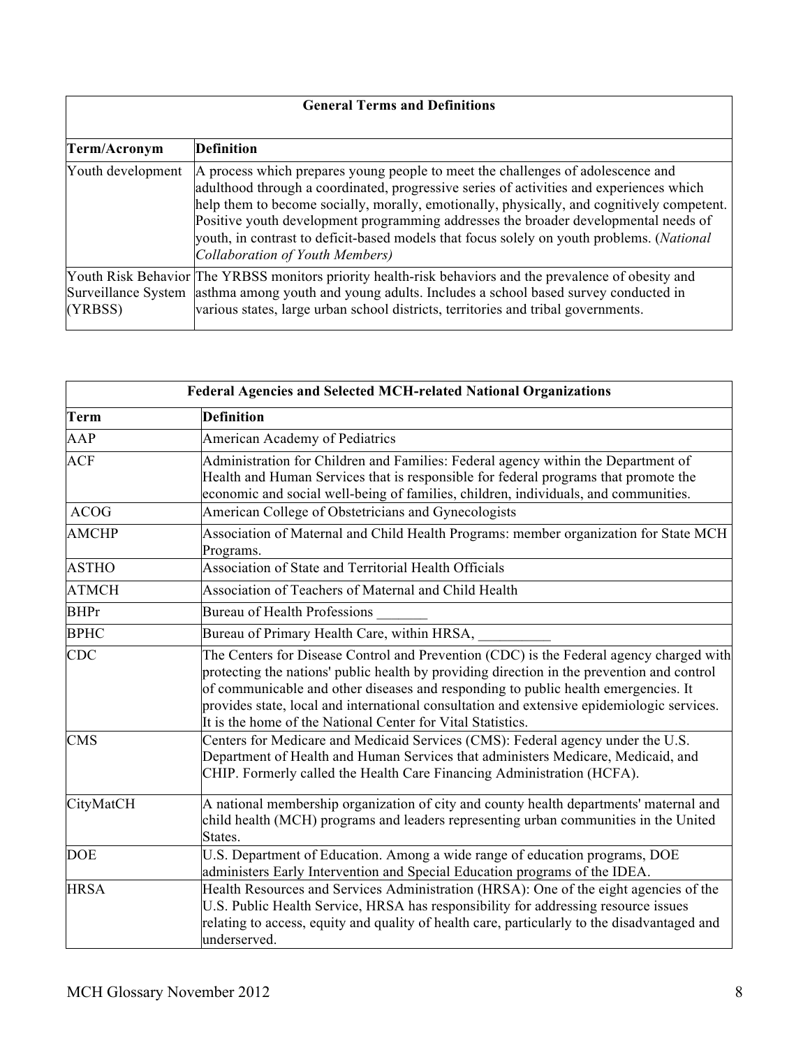| General Terms and Definitions | |
|---|---|
| **Term/Acronym** | **Definition** |
| Youth development | A process which prepares young people to meet the challenges of adolescence and adulthood through a coordinated, progressive series of activities and experiences which help them to become socially, morally, emotionally, physically, and cognitively competent. Positive youth development programming addresses the broader developmental needs of youth, in contrast to deficit-based models that focus solely on youth problems. (*National Collaboration of Youth Members)* |
| Youth Risk Behavior Surveillance System (YRBSS) | The YRBSS monitors priority health-risk behaviors and the prevalence of obesity and asthma among youth and young adults. Includes a school based survey conducted in various states, large urban school districts, territories and tribal governments. |

| Federal Agencies and Selected MCH-related National Organizations | |
|---|---|
| **Term** | **Definition** |
| AAP | American Academy of Pediatrics |
| ACF | Administration for Children and Families: Federal agency within the Department of Health and Human Services that is responsible for federal programs that promote the economic and social well-being of families, children, individuals, and communities. |
| ACOG | American College of Obstetricians and Gynecologists |
| AMCHP | Association of Maternal and Child Health Programs: member organization for State MCH Programs. |
| ASTHO | Association of State and Territorial Health Officials |
| ATMCH | Association of Teachers of Maternal and Child Health |
| BHPr | Bureau of Health Professions _______ |
| BPHC | Bureau of Primary Health Care, within HRSA, __________ |
| CDC | The Centers for Disease Control and Prevention (CDC) is the Federal agency charged with protecting the nations' public health by providing direction in the prevention and control of communicable and other diseases and responding to public health emergencies. It provides state, local and international consultation and extensive epidemiologic services. It is the home of the National Center for Vital Statistics. |
| CMS | Centers for Medicare and Medicaid Services (CMS): Federal agency under the U.S. Department of Health and Human Services that administers Medicare, Medicaid, and CHIP. Formerly called the Health Care Financing Administration (HCFA). |
| CityMatCH | A national membership organization of city and county health departments' maternal and child health (MCH) programs and leaders representing urban communities in the United States. |
| DOE | U.S. Department of Education. Among a wide range of education programs, DOE administers Early Intervention and Special Education programs of the IDEA. |
| HRSA | Health Resources and Services Administration (HRSA): One of the eight agencies of the U.S. Public Health Service, HRSA has responsibility for addressing resource issues relating to access, equity and quality of health care, particularly to the disadvantaged and underserved. |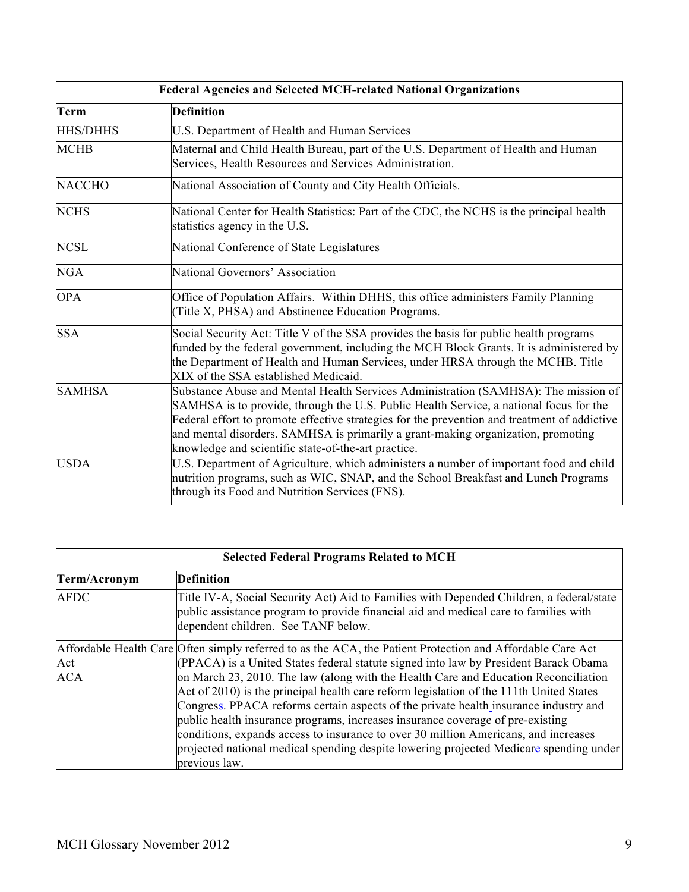| Federal Agencies and Selected MCH-related National Organizations | |
|---|---|
| **Term** | **Definition** |
| HHS/DHHS | U.S. Department of Health and Human Services |
| MCHB | Maternal and Child Health Bureau, part of the U.S. Department of Health and Human Services, Health Resources and Services Administration. |
| NACCHO | National Association of County and City Health Officials. |
| NCHS | National Center for Health Statistics: Part of the CDC, the NCHS is the principal health statistics agency in the U.S. |
| NCSL | National Conference of State Legislatures |
| NGA | National Governors' Association |
| OPA | Office of Population Affairs. Within DHHS, this office administers Family Planning (Title X, PHSA) and Abstinence Education Programs. |
| SSA | Social Security Act: Title V of the SSA provides the basis for public health programs funded by the federal government, including the MCH Block Grants. It is administered by the Department of Health and Human Services, under HRSA through the MCHB. Title XIX of the SSA established Medicaid. |
| SAMHSA | Substance Abuse and Mental Health Services Administration (SAMHSA): The mission of SAMHSA is to provide, through the U.S. Public Health Service, a national focus for the Federal effort to promote effective strategies for the prevention and treatment of addictive and mental disorders. SAMHSA is primarily a grant-making organization, promoting knowledge and scientific state-of-the-art practice. |
| USDA | U.S. Department of Agriculture, which administers a number of important food and child nutrition programs, such as WIC, SNAP, and the School Breakfast and Lunch Programs through its Food and Nutrition Services (FNS). |

| Selected Federal Programs Related to MCH | |
|---|---|
| **Term/Acronym** | **Definition** |
| AFDC | Title IV-A, Social Security Act) Aid to Families with Depended Children, a federal/state public assistance program to provide financial aid and medical care to families with dependent children. See TANF below. |
| Affordable Health Care Act ACA | Often simply referred to as the ACA, the Patient Protection and Affordable Care Act (PPACA) is a United States federal statute signed into law by President Barack Obama on March 23, 2010. The law (along with the Health Care and Education Reconciliation Act of 2010) is the principal health care reform legislation of the 111th United States Congress. PPACA reforms certain aspects of the private health insurance industry and public health insurance programs, increases insurance coverage of pre-existing conditions, expands access to insurance to over 30 million Americans, and increases projected national medical spending despite lowering projected Medicare spending under previous law. |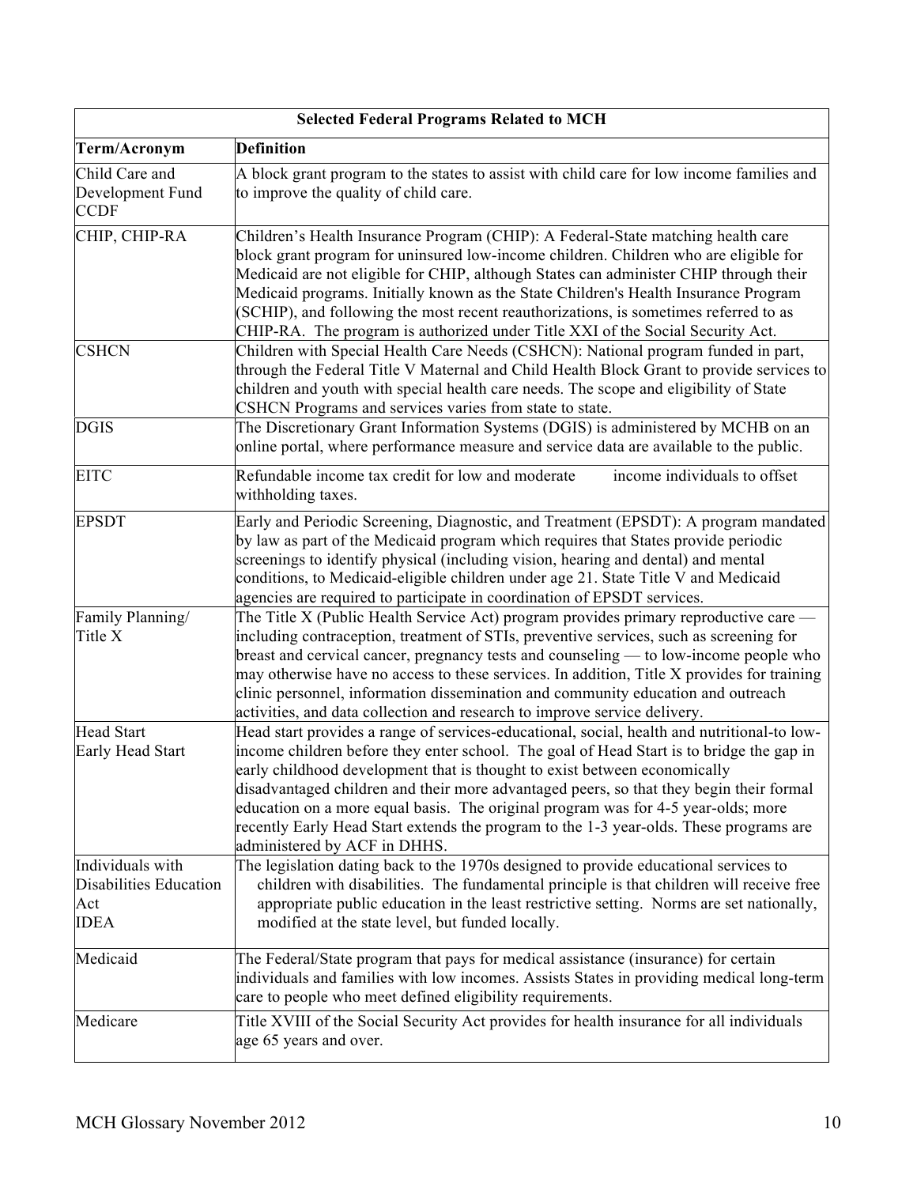| Selected Federal Programs Related to MCH | |
|---|---|
| **Term/Acronym** | **Definition** |
| Child Care and Development Fund CCDF | A block grant program to the states to assist with child care for low income families and to improve the quality of child care. |
| CHIP, CHIP-RA | Children's Health Insurance Program (CHIP): A Federal-State matching health care block grant program for uninsured low-income children. Children who are eligible for Medicaid are not eligible for CHIP, although States can administer CHIP through their Medicaid programs. Initially known as the State Children's Health Insurance Program (SCHIP), and following the most recent reauthorizations, is sometimes referred to as CHIP-RA. The program is authorized under Title XXI of the Social Security Act. |
| CSHCN | Children with Special Health Care Needs (CSHCN): National program funded in part, through the Federal Title V Maternal and Child Health Block Grant to provide services to children and youth with special health care needs. The scope and eligibility of State CSHCN Programs and services varies from state to state. |
| DGIS | The Discretionary Grant Information Systems (DGIS) is administered by MCHB on an online portal, where performance measure and service data are available to the public. |
| EITC | Refundable income tax credit for low and moderate income individuals to offset withholding taxes. |
| EPSDT | Early and Periodic Screening, Diagnostic, and Treatment (EPSDT): A program mandated by law as part of the Medicaid program which requires that States provide periodic screenings to identify physical (including vision, hearing and dental) and mental conditions, to Medicaid-eligible children under age 21. State Title V and Medicaid agencies are required to participate in coordination of EPSDT services. |
| Family Planning/ Title X | The Title X (Public Health Service Act) program provides primary reproductive care — including contraception, treatment of STIs, preventive services, such as screening for breast and cervical cancer, pregnancy tests and counseling — to low-income people who may otherwise have no access to these services. In addition, Title X provides for training clinic personnel, information dissemination and community education and outreach activities, and data collection and research to improve service delivery. |
| Head Start Early Head Start | Head start provides a range of services-educational, social, health and nutritional-to low-income children before they enter school. The goal of Head Start is to bridge the gap in early childhood development that is thought to exist between economically disadvantaged children and their more advantaged peers, so that they begin their formal education on a more equal basis. The original program was for 4-5 year-olds; more recently Early Head Start extends the program to the 1-3 year-olds. These programs are administered by ACF in DHHS. |
| Individuals with Disabilities Education Act IDEA | The legislation dating back to the 1970s designed to provide educational services to children with disabilities. The fundamental principle is that children will receive free appropriate public education in the least restrictive setting. Norms are set nationally, modified at the state level, but funded locally. |
| Medicaid | The Federal/State program that pays for medical assistance (insurance) for certain individuals and families with low incomes. Assists States in providing medical long-term care to people who meet defined eligibility requirements. |
| Medicare | Title XVIII of the Social Security Act provides for health insurance for all individuals age 65 years and over. |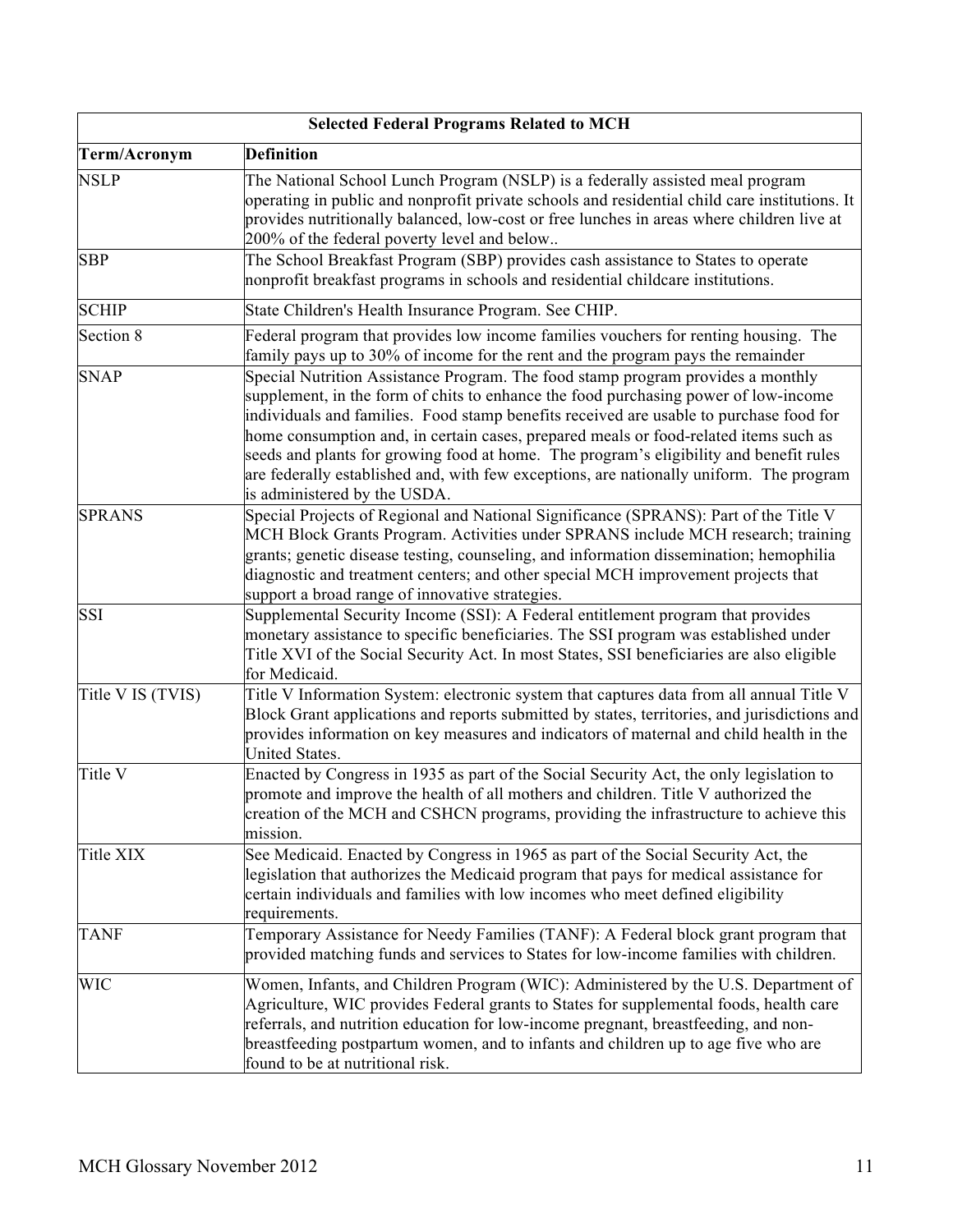| Selected Federal Programs Related to MCH | |
|---|---|
| **Term/Acronym** | **Definition** |
| NSLP | The National School Lunch Program (NSLP) is a federally assisted meal program operating in public and nonprofit private schools and residential child care institutions. It provides nutritionally balanced, low-cost or free lunches in areas where children live at 200% of the federal poverty level and below.. |
| SBP | The School Breakfast Program (SBP) provides cash assistance to States to operate nonprofit breakfast programs in schools and residential childcare institutions. |
| SCHIP | State Children's Health Insurance Program. See CHIP. |
| Section 8 | Federal program that provides low income families vouchers for renting housing. The family pays up to 30% of income for the rent and the program pays the remainder |
| SNAP | Special Nutrition Assistance Program. The food stamp program provides a monthly supplement, in the form of chits to enhance the food purchasing power of low-income individuals and families. Food stamp benefits received are usable to purchase food for home consumption and, in certain cases, prepared meals or food-related items such as seeds and plants for growing food at home. The program's eligibility and benefit rules are federally established and, with few exceptions, are nationally uniform. The program is administered by the USDA. |
| SPRANS | Special Projects of Regional and National Significance (SPRANS): Part of the Title V MCH Block Grants Program. Activities under SPRANS include MCH research; training grants; genetic disease testing, counseling, and information dissemination; hemophilia diagnostic and treatment centers; and other special MCH improvement projects that support a broad range of innovative strategies. |
| SSI | Supplemental Security Income (SSI): A Federal entitlement program that provides monetary assistance to specific beneficiaries. The SSI program was established under Title XVI of the Social Security Act. In most States, SSI beneficiaries are also eligible for Medicaid. |
| Title V IS (TVIS) | Title V Information System: electronic system that captures data from all annual Title V Block Grant applications and reports submitted by states, territories, and jurisdictions and provides information on key measures and indicators of maternal and child health in the United States. |
| Title V | Enacted by Congress in 1935 as part of the Social Security Act, the only legislation to promote and improve the health of all mothers and children. Title V authorized the creation of the MCH and CSHCN programs, providing the infrastructure to achieve this mission. |
| Title XIX | See Medicaid. Enacted by Congress in 1965 as part of the Social Security Act, the legislation that authorizes the Medicaid program that pays for medical assistance for certain individuals and families with low incomes who meet defined eligibility requirements. |
| TANF | Temporary Assistance for Needy Families (TANF): A Federal block grant program that provided matching funds and services to States for low-income families with children. |
| WIC | Women, Infants, and Children Program (WIC): Administered by the U.S. Department of Agriculture, WIC provides Federal grants to States for supplemental foods, health care referrals, and nutrition education for low-income pregnant, breastfeeding, and non-breastfeeding postpartum women, and to infants and children up to age five who are found to be at nutritional risk. |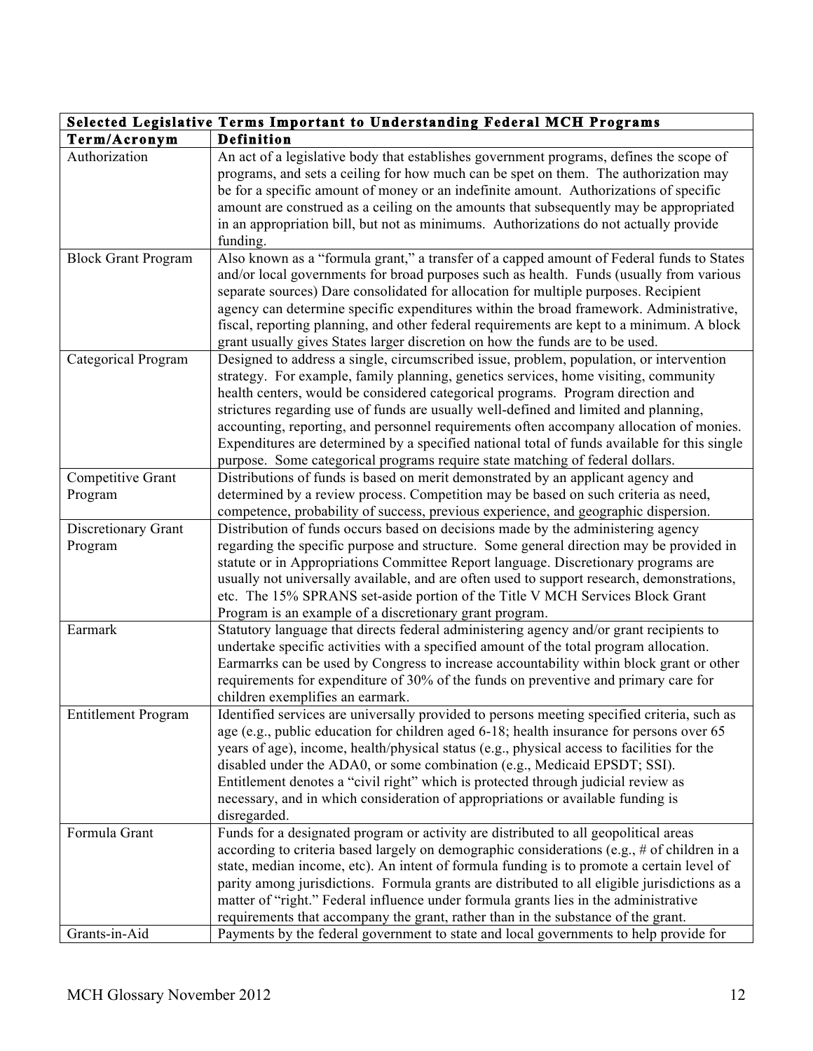| Selected Legislative Terms Important to Understanding Federal MCH Programs | |
|---|---|
| **Term/Acronym** | **Definition** |
| Authorization | An act of a legislative body that establishes government programs, defines the scope of programs, and sets a ceiling for how much can be spet on them. The authorization may be for a specific amount of money or an indefinite amount. Authorizations of specific amount are construed as a ceiling on the amounts that subsequently may be appropriated in an appropriation bill, but not as minimums. Authorizations do not actually provide funding. |
| Block Grant Program | Also known as a "formula grant," a transfer of a capped amount of Federal funds to States and/or local governments for broad purposes such as health. Funds (usually from various separate sources) Dare consolidated for allocation for multiple purposes. Recipient agency can determine specific expenditures within the broad framework. Administrative, fiscal, reporting planning, and other federal requirements are kept to a minimum. A block grant usually gives States larger discretion on how the funds are to be used. |
| Categorical Program | Designed to address a single, circumscribed issue, problem, population, or intervention strategy. For example, family planning, genetics services, home visiting, community health centers, would be considered categorical programs. Program direction and strictures regarding use of funds are usually well-defined and limited and planning, accounting, reporting, and personnel requirements often accompany allocation of monies. Expenditures are determined by a specified national total of funds available for this single purpose. Some categorical programs require state matching of federal dollars. |
| Competitive Grant Program | Distributions of funds is based on merit demonstrated by an applicant agency and determined by a review process. Competition may be based on such criteria as need, competence, probability of success, previous experience, and geographic dispersion. |
| Discretionary Grant Program | Distribution of funds occurs based on decisions made by the administering agency regarding the specific purpose and structure. Some general direction may be provided in statute or in Appropriations Committee Report language. Discretionary programs are usually not universally available, and are often used to support research, demonstrations, etc. The 15% SPRANS set-aside portion of the Title V MCH Services Block Grant Program is an example of a discretionary grant program. |
| Earmark | Statutory language that directs federal administering agency and/or grant recipients to undertake specific activities with a specified amount of the total program allocation. Earmarrks can be used by Congress to increase accountability within block grant or other requirements for expenditure of 30% of the funds on preventive and primary care for children exemplifies an earmark. |
| Entitlement Program | Identified services are universally provided to persons meeting specified criteria, such as age (e.g., public education for children aged 6-18; health insurance for persons over 65 years of age), income, health/physical status (e.g., physical access to facilities for the disabled under the ADA0, or some combination (e.g., Medicaid EPSDT; SSI). Entitlement denotes a "civil right" which is protected through judicial review as necessary, and in which consideration of appropriations or available funding is disregarded. |
| Formula Grant | Funds for a designated program or activity are distributed to all geopolitical areas according to criteria based largely on demographic considerations (e.g., # of children in a state, median income, etc). An intent of formula funding is to promote a certain level of parity among jurisdictions. Formula grants are distributed to all eligible jurisdictions as a matter of "right." Federal influence under formula grants lies in the administrative requirements that accompany the grant, rather than in the substance of the grant. |
| Grants-in-Aid | Payments by the federal government to state and local governments to help provide for |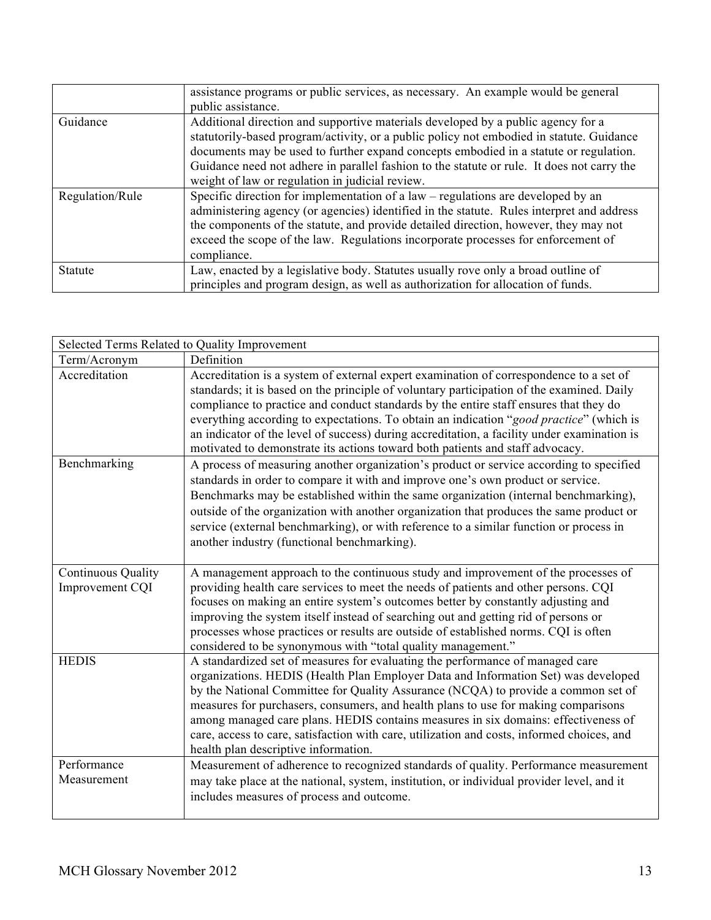| | |
|---|---|
| | assistance programs or public services, as necessary. An example would be general public assistance. |
| Guidance | Additional direction and supportive materials developed by a public agency for a statutorily-based program/activity, or a public policy not embodied in statute. Guidance documents may be used to further expand concepts embodied in a statute or regulation. Guidance need not adhere in parallel fashion to the statute or rule. It does not carry the weight of law or regulation in judicial review. |
| Regulation/Rule | Specific direction for implementation of a law – regulations are developed by an administering agency (or agencies) identified in the statute. Rules interpret and address the components of the statute, and provide detailed direction, however, they may not exceed the scope of the law. Regulations incorporate processes for enforcement of compliance. |
| Statute | Law, enacted by a legislative body. Statutes usually rove only a broad outline of principles and program design, as well as authorization for allocation of funds. |

| Selected Terms Related to Quality Improvement | |
|---|---|
| Term/Acronym | Definition |
| Accreditation | Accreditation is a system of external expert examination of correspondence to a set of standards; it is based on the principle of voluntary participation of the examined. Daily compliance to practice and conduct standards by the entire staff ensures that they do everything according to expectations. To obtain an indication "*good practice*" (which is an indicator of the level of success) during accreditation, a facility under examination is motivated to demonstrate its actions toward both patients and staff advocacy. |
| Benchmarking | A process of measuring another organization's product or service according to specified standards in order to compare it with and improve one's own product or service. Benchmarks may be established within the same organization (internal benchmarking), outside of the organization with another organization that produces the same product or service (external benchmarking), or with reference to a similar function or process in another industry (functional benchmarking). |
| Continuous Quality Improvement CQI | A management approach to the continuous study and improvement of the processes of providing health care services to meet the needs of patients and other persons. CQI focuses on making an entire system's outcomes better by constantly adjusting and improving the system itself instead of searching out and getting rid of persons or processes whose practices or results are outside of established norms. CQI is often considered to be synonymous with "total quality management." |
| HEDIS | A standardized set of measures for evaluating the performance of managed care organizations. HEDIS (Health Plan Employer Data and Information Set) was developed by the National Committee for Quality Assurance (NCQA) to provide a common set of measures for purchasers, consumers, and health plans to use for making comparisons among managed care plans. HEDIS contains measures in six domains: effectiveness of care, access to care, satisfaction with care, utilization and costs, informed choices, and health plan descriptive information. |
| Performance Measurement | Measurement of adherence to recognized standards of quality. Performance measurement may take place at the national, system, institution, or individual provider level, and it includes measures of process and outcome. |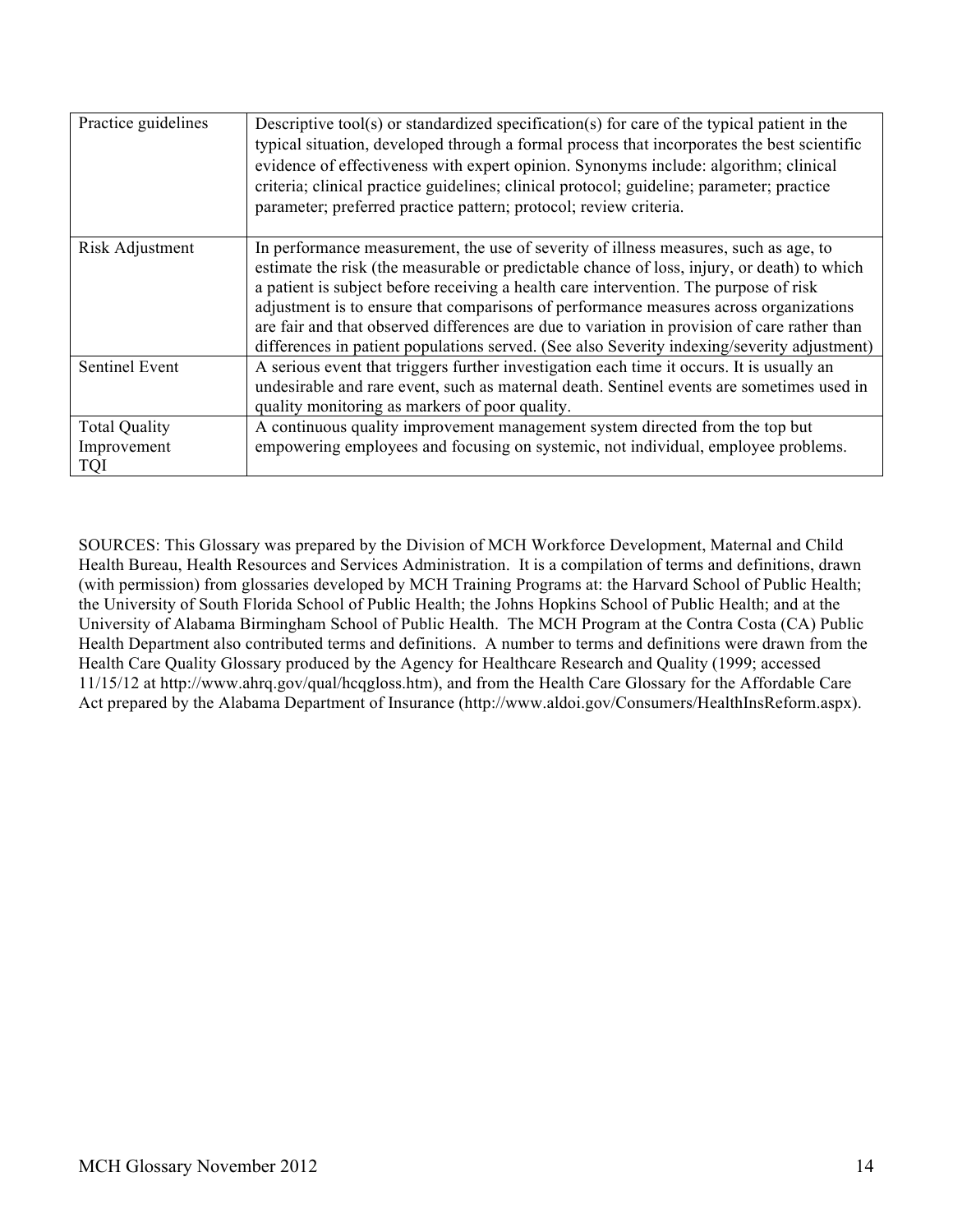| | |
|---|---|
| Practice guidelines | Descriptive tool(s) or standardized specification(s) for care of the typical patient in the typical situation, developed through a formal process that incorporates the best scientific evidence of effectiveness with expert opinion. Synonyms include: algorithm; clinical criteria; clinical practice guidelines; clinical protocol; guideline; parameter; practice parameter; preferred practice pattern; protocol; review criteria. |
| Risk Adjustment | In performance measurement, the use of severity of illness measures, such as age, to estimate the risk (the measurable or predictable chance of loss, injury, or death) to which a patient is subject before receiving a health care intervention. The purpose of risk adjustment is to ensure that comparisons of performance measures across organizations are fair and that observed differences are due to variation in provision of care rather than differences in patient populations served. (See also Severity indexing/severity adjustment) |
| Sentinel Event | A serious event that triggers further investigation each time it occurs. It is usually an undesirable and rare event, such as maternal death. Sentinel events are sometimes used in quality monitoring as markers of poor quality. |
| Total Quality Improvement TQI | A continuous quality improvement management system directed from the top but empowering employees and focusing on systemic, not individual, employee problems. |

SOURCES: This Glossary was prepared by the Division of MCH Workforce Development, Maternal and Child Health Bureau, Health Resources and Services Administration. It is a compilation of terms and definitions, drawn (with permission) from glossaries developed by MCH Training Programs at: the Harvard School of Public Health; the University of South Florida School of Public Health; the Johns Hopkins School of Public Health; and at the University of Alabama Birmingham School of Public Health. The MCH Program at the Contra Costa (CA) Public Health Department also contributed terms and definitions. A number to terms and definitions were drawn from the Health Care Quality Glossary produced by the Agency for Healthcare Research and Quality (1999; accessed 11/15/12 at http://www.ahrq.gov/qual/hcqgloss.htm), and from the Health Care Glossary for the Affordable Care Act prepared by the Alabama Department of Insurance (http://www.aldoi.gov/Consumers/HealthInsReform.aspx).